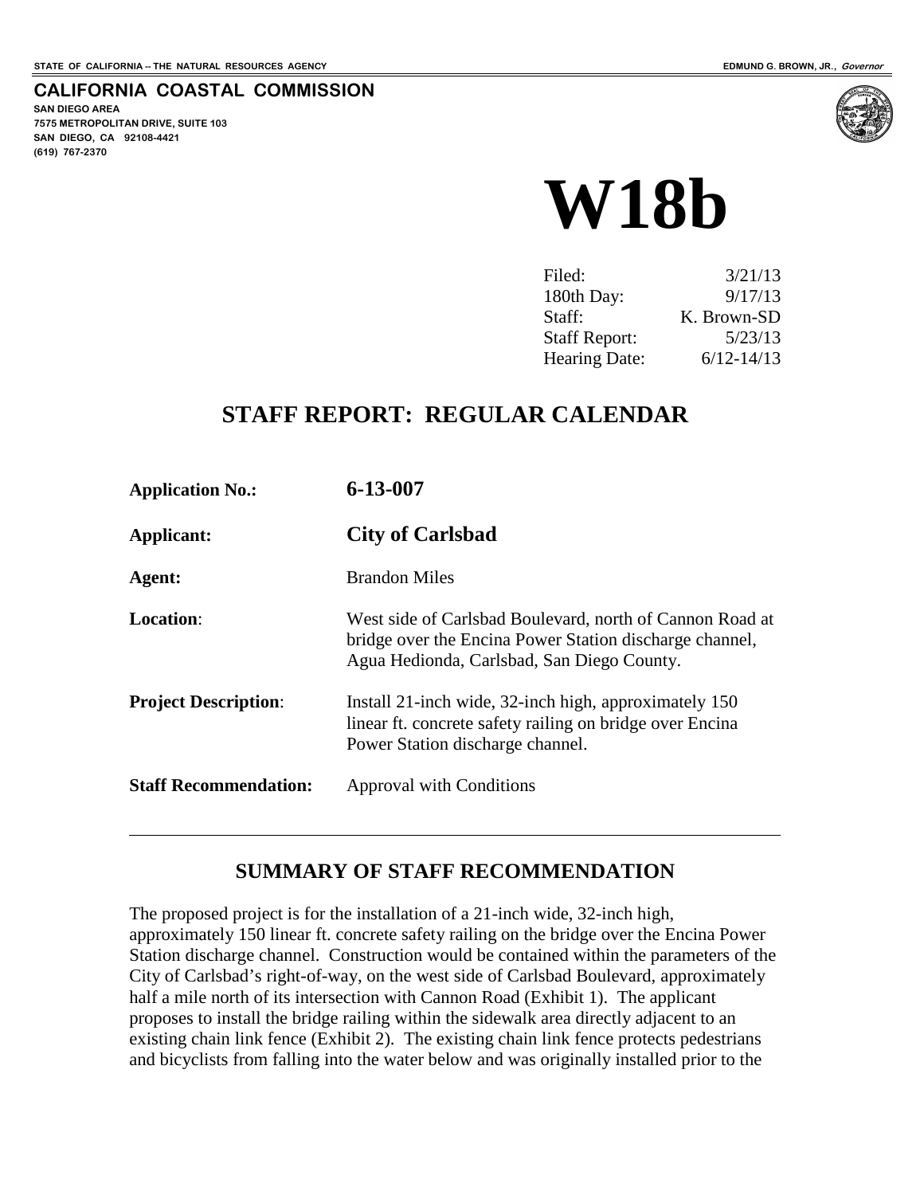STATE OF CALIFORNIA -- THE NATURAL RESOURCES AGENCY

EDMUND G. BROWN, JR., *Governor*

**CALIFORNIA COASTAL COMMISSION**
**SAN DIEGO AREA**
**7575 METROPOLITAN DRIVE, SUITE 103**
**SAN DIEGO, CA 92108-4421**
**(619) 767-2370**

# W18b

| | |
|---|---|
| Filed: | 3/21/13 |
| 180th Day: | 9/17/13 |
| Staff: | K. Brown-SD |
| Staff Report: | 5/23/13 |
| Hearing Date: | 6/12-14/13 |

## STAFF REPORT: REGULAR CALENDAR

| | |
|---|---|
| **Application No.:** | **6-13-007** |
| **Applicant:** | **City of Carlsbad** |
| **Agent:** | Brandon Miles |
| **Location**: | West side of Carlsbad Boulevard, north of Cannon Road at bridge over the Encina Power Station discharge channel, Agua Hedionda, Carlsbad, San Diego County. |
| **Project Description**: | Install 21-inch wide, 32-inch high, approximately 150 linear ft. concrete safety railing on bridge over Encina Power Station discharge channel. |
| **Staff Recommendation:** | Approval with Conditions |

## SUMMARY OF STAFF RECOMMENDATION

The proposed project is for the installation of a 21-inch wide, 32-inch high, approximately 150 linear ft. concrete safety railing on the bridge over the Encina Power Station discharge channel. Construction would be contained within the parameters of the City of Carlsbad's right-of-way, on the west side of Carlsbad Boulevard, approximately half a mile north of its intersection with Cannon Road (Exhibit 1). The applicant proposes to install the bridge railing within the sidewalk area directly adjacent to an existing chain link fence (Exhibit 2). The existing chain link fence protects pedestrians and bicyclists from falling into the water below and was originally installed prior to the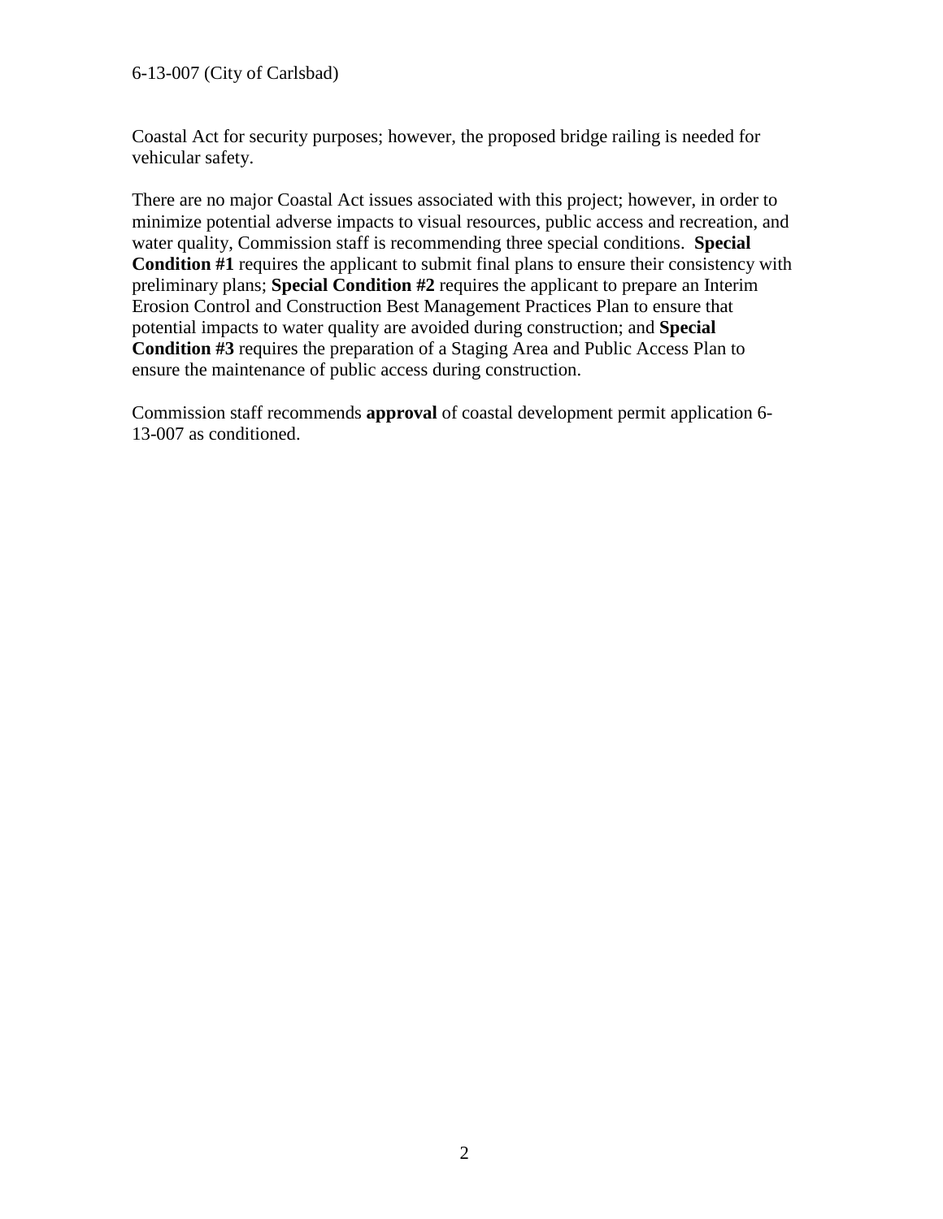Coastal Act for security purposes; however, the proposed bridge railing is needed for vehicular safety.

There are no major Coastal Act issues associated with this project; however, in order to minimize potential adverse impacts to visual resources, public access and recreation, and water quality, Commission staff is recommending three special conditions. **Special Condition #1** requires the applicant to submit final plans to ensure their consistency with preliminary plans; **Special Condition #2** requires the applicant to prepare an Interim Erosion Control and Construction Best Management Practices Plan to ensure that potential impacts to water quality are avoided during construction; and **Special Condition #3** requires the preparation of a Staging Area and Public Access Plan to ensure the maintenance of public access during construction.

Commission staff recommends **approval** of coastal development permit application 6-13-007 as conditioned.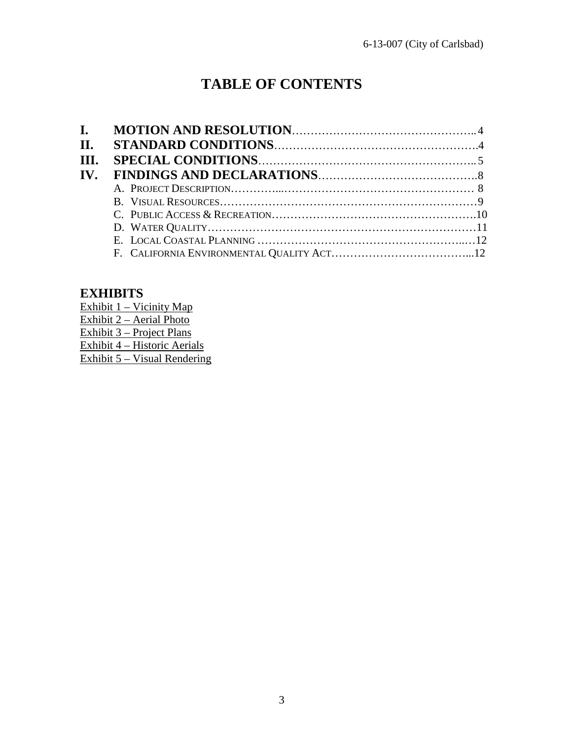# TABLE OF CONTENTS

**I. MOTION AND RESOLUTION**.....................................................4
**II. STANDARD CONDITIONS**......................................................4
**III. SPECIAL CONDITIONS**.........................................................5
**IV. FINDINGS AND DECLARATIONS**.........................................8

A. PROJECT DESCRIPTION.......................................................... 8
B. VISUAL RESOURCES..............................................................9
C. PUBLIC ACCESS & RECREATION...............................................10
D. WATER QUALITY...................................................................11
E. LOCAL COASTAL PLANNING ...................................................12
F. CALIFORNIA ENVIRONMENTAL QUALITY ACT...............................12

## EXHIBITS

Exhibit 1 – Vicinity Map
Exhibit 2 – Aerial Photo
Exhibit 3 – Project Plans
Exhibit 4 – Historic Aerials
Exhibit 5 – Visual Rendering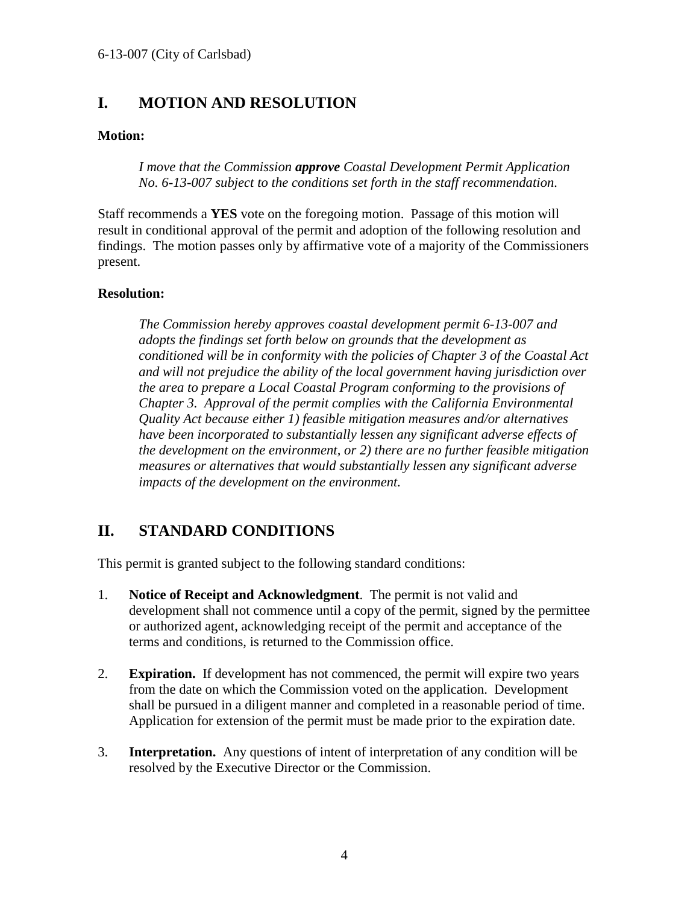# I. MOTION AND RESOLUTION

**Motion:**

> *I move that the Commission **approve** Coastal Development Permit Application No. 6-13-007 subject to the conditions set forth in the staff recommendation.*

Staff recommends a **YES** vote on the foregoing motion. Passage of this motion will result in conditional approval of the permit and adoption of the following resolution and findings. The motion passes only by affirmative vote of a majority of the Commissioners present.

**Resolution:**

> *The Commission hereby approves coastal development permit 6-13-007 and adopts the findings set forth below on grounds that the development as conditioned will be in conformity with the policies of Chapter 3 of the Coastal Act and will not prejudice the ability of the local government having jurisdiction over the area to prepare a Local Coastal Program conforming to the provisions of Chapter 3. Approval of the permit complies with the California Environmental Quality Act because either 1) feasible mitigation measures and/or alternatives have been incorporated to substantially lessen any significant adverse effects of the development on the environment, or 2) there are no further feasible mitigation measures or alternatives that would substantially lessen any significant adverse impacts of the development on the environment.*

# II. STANDARD CONDITIONS

This permit is granted subject to the following standard conditions:

1. **Notice of Receipt and Acknowledgment**. The permit is not valid and development shall not commence until a copy of the permit, signed by the permittee or authorized agent, acknowledging receipt of the permit and acceptance of the terms and conditions, is returned to the Commission office.

2. **Expiration.** If development has not commenced, the permit will expire two years from the date on which the Commission voted on the application. Development shall be pursued in a diligent manner and completed in a reasonable period of time. Application for extension of the permit must be made prior to the expiration date.

3. **Interpretation.** Any questions of intent of interpretation of any condition will be resolved by the Executive Director or the Commission.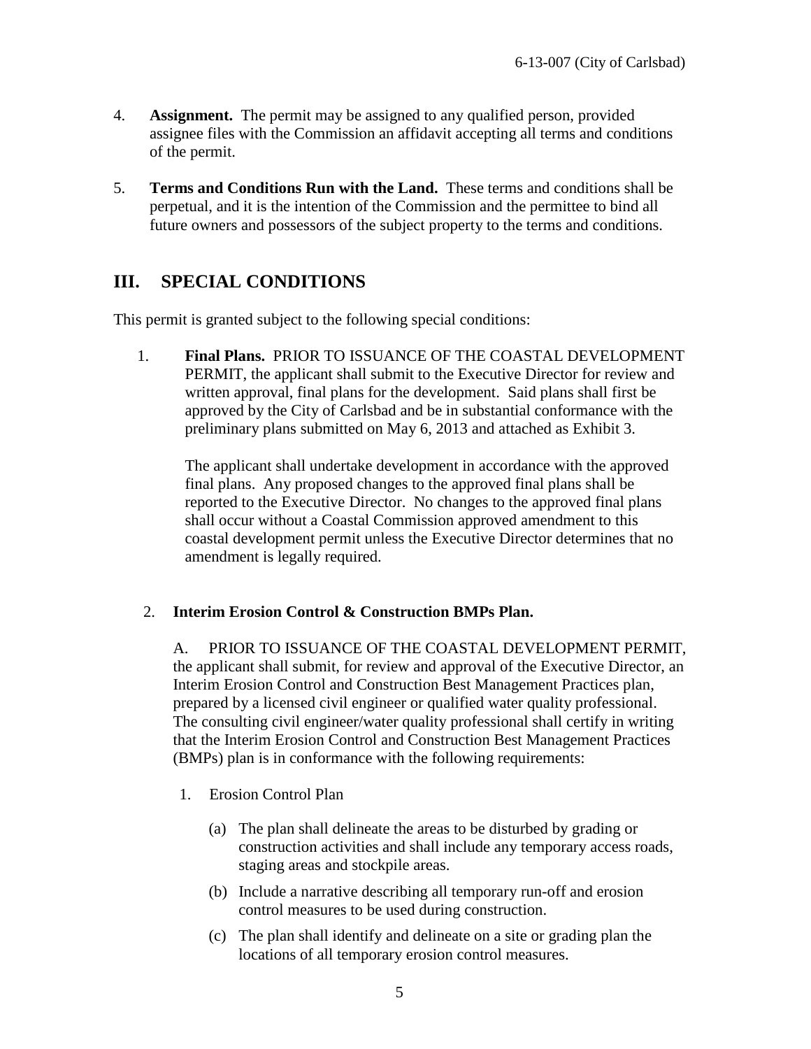4. **Assignment.** The permit may be assigned to any qualified person, provided assignee files with the Commission an affidavit accepting all terms and conditions of the permit.

5. **Terms and Conditions Run with the Land.** These terms and conditions shall be perpetual, and it is the intention of the Commission and the permittee to bind all future owners and possessors of the subject property to the terms and conditions.

## III. SPECIAL CONDITIONS

This permit is granted subject to the following special conditions:

1. **Final Plans.** PRIOR TO ISSUANCE OF THE COASTAL DEVELOPMENT PERMIT, the applicant shall submit to the Executive Director for review and written approval, final plans for the development. Said plans shall first be approved by the City of Carlsbad and be in substantial conformance with the preliminary plans submitted on May 6, 2013 and attached as Exhibit 3.

   The applicant shall undertake development in accordance with the approved final plans. Any proposed changes to the approved final plans shall be reported to the Executive Director. No changes to the approved final plans shall occur without a Coastal Commission approved amendment to this coastal development permit unless the Executive Director determines that no amendment is legally required.

2. **Interim Erosion Control & Construction BMPs Plan.**

   A. PRIOR TO ISSUANCE OF THE COASTAL DEVELOPMENT PERMIT, the applicant shall submit, for review and approval of the Executive Director, an Interim Erosion Control and Construction Best Management Practices plan, prepared by a licensed civil engineer or qualified water quality professional. The consulting civil engineer/water quality professional shall certify in writing that the Interim Erosion Control and Construction Best Management Practices (BMPs) plan is in conformance with the following requirements:

   1. Erosion Control Plan

      (a) The plan shall delineate the areas to be disturbed by grading or construction activities and shall include any temporary access roads, staging areas and stockpile areas.

      (b) Include a narrative describing all temporary run-off and erosion control measures to be used during construction.

      (c) The plan shall identify and delineate on a site or grading plan the locations of all temporary erosion control measures.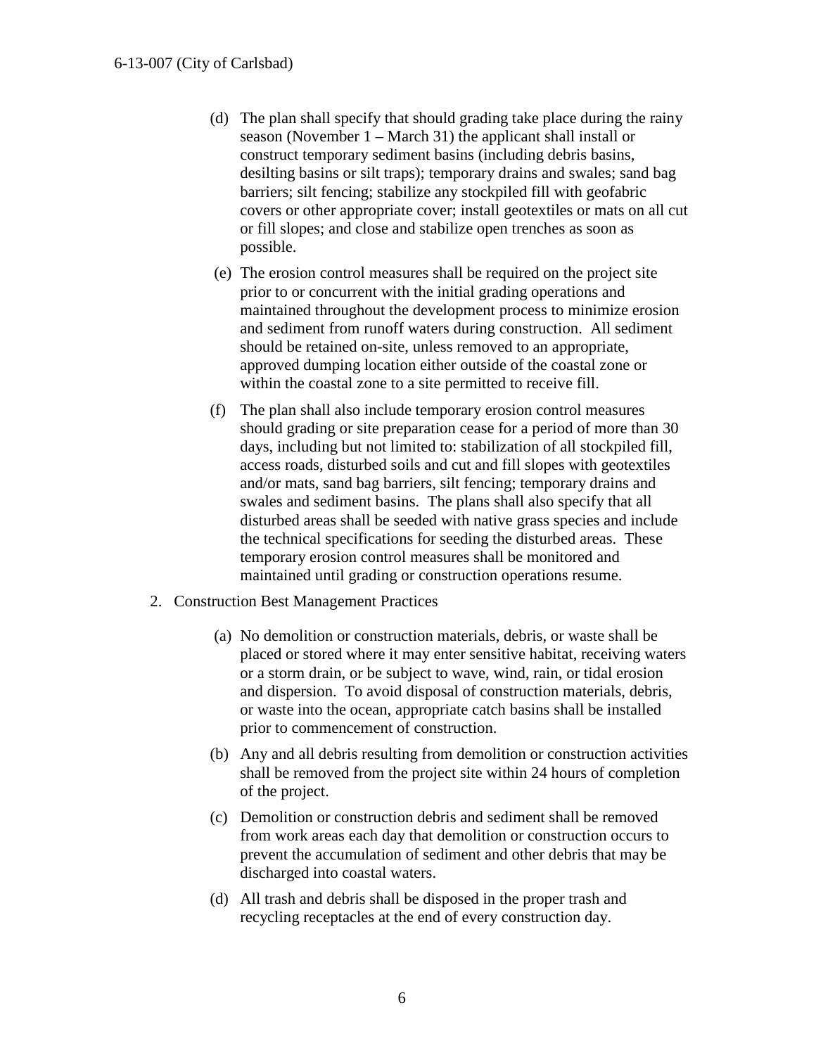(d) The plan shall specify that should grading take place during the rainy season (November 1 – March 31) the applicant shall install or construct temporary sediment basins (including debris basins, desilting basins or silt traps); temporary drains and swales; sand bag barriers; silt fencing; stabilize any stockpiled fill with geofabric covers or other appropriate cover; install geotextiles or mats on all cut or fill slopes; and close and stabilize open trenches as soon as possible.

(e) The erosion control measures shall be required on the project site prior to or concurrent with the initial grading operations and maintained throughout the development process to minimize erosion and sediment from runoff waters during construction. All sediment should be retained on-site, unless removed to an appropriate, approved dumping location either outside of the coastal zone or within the coastal zone to a site permitted to receive fill.

(f) The plan shall also include temporary erosion control measures should grading or site preparation cease for a period of more than 30 days, including but not limited to: stabilization of all stockpiled fill, access roads, disturbed soils and cut and fill slopes with geotextiles and/or mats, sand bag barriers, silt fencing; temporary drains and swales and sediment basins. The plans shall also specify that all disturbed areas shall be seeded with native grass species and include the technical specifications for seeding the disturbed areas. These temporary erosion control measures shall be monitored and maintained until grading or construction operations resume.

2. Construction Best Management Practices

(a) No demolition or construction materials, debris, or waste shall be placed or stored where it may enter sensitive habitat, receiving waters or a storm drain, or be subject to wave, wind, rain, or tidal erosion and dispersion. To avoid disposal of construction materials, debris, or waste into the ocean, appropriate catch basins shall be installed prior to commencement of construction.

(b) Any and all debris resulting from demolition or construction activities shall be removed from the project site within 24 hours of completion of the project.

(c) Demolition or construction debris and sediment shall be removed from work areas each day that demolition or construction occurs to prevent the accumulation of sediment and other debris that may be discharged into coastal waters.

(d) All trash and debris shall be disposed in the proper trash and recycling receptacles at the end of every construction day.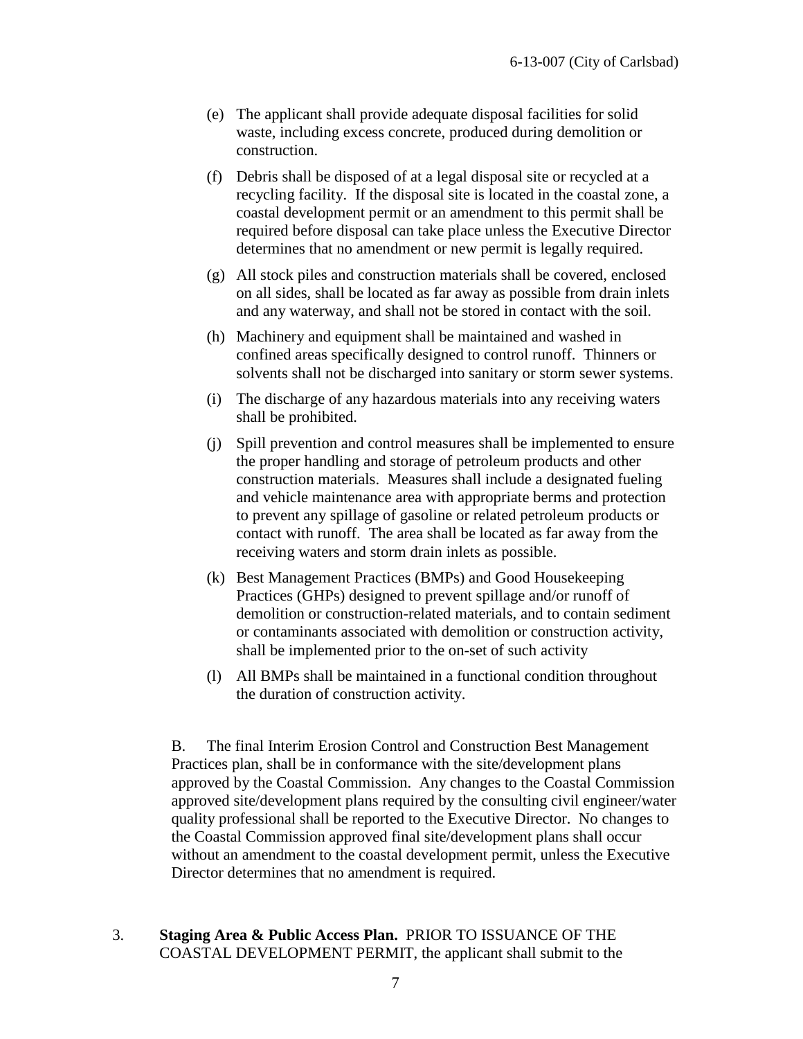(e) The applicant shall provide adequate disposal facilities for solid waste, including excess concrete, produced during demolition or construction.

(f) Debris shall be disposed of at a legal disposal site or recycled at a recycling facility. If the disposal site is located in the coastal zone, a coastal development permit or an amendment to this permit shall be required before disposal can take place unless the Executive Director determines that no amendment or new permit is legally required.

(g) All stock piles and construction materials shall be covered, enclosed on all sides, shall be located as far away as possible from drain inlets and any waterway, and shall not be stored in contact with the soil.

(h) Machinery and equipment shall be maintained and washed in confined areas specifically designed to control runoff. Thinners or solvents shall not be discharged into sanitary or storm sewer systems.

(i) The discharge of any hazardous materials into any receiving waters shall be prohibited.

(j) Spill prevention and control measures shall be implemented to ensure the proper handling and storage of petroleum products and other construction materials. Measures shall include a designated fueling and vehicle maintenance area with appropriate berms and protection to prevent any spillage of gasoline or related petroleum products or contact with runoff. The area shall be located as far away from the receiving waters and storm drain inlets as possible.

(k) Best Management Practices (BMPs) and Good Housekeeping Practices (GHPs) designed to prevent spillage and/or runoff of demolition or construction-related materials, and to contain sediment or contaminants associated with demolition or construction activity, shall be implemented prior to the on-set of such activity

(l) All BMPs shall be maintained in a functional condition throughout the duration of construction activity.

B. The final Interim Erosion Control and Construction Best Management Practices plan, shall be in conformance with the site/development plans approved by the Coastal Commission. Any changes to the Coastal Commission approved site/development plans required by the consulting civil engineer/water quality professional shall be reported to the Executive Director. No changes to the Coastal Commission approved final site/development plans shall occur without an amendment to the coastal development permit, unless the Executive Director determines that no amendment is required.

3. **Staging Area & Public Access Plan.** PRIOR TO ISSUANCE OF THE COASTAL DEVELOPMENT PERMIT, the applicant shall submit to the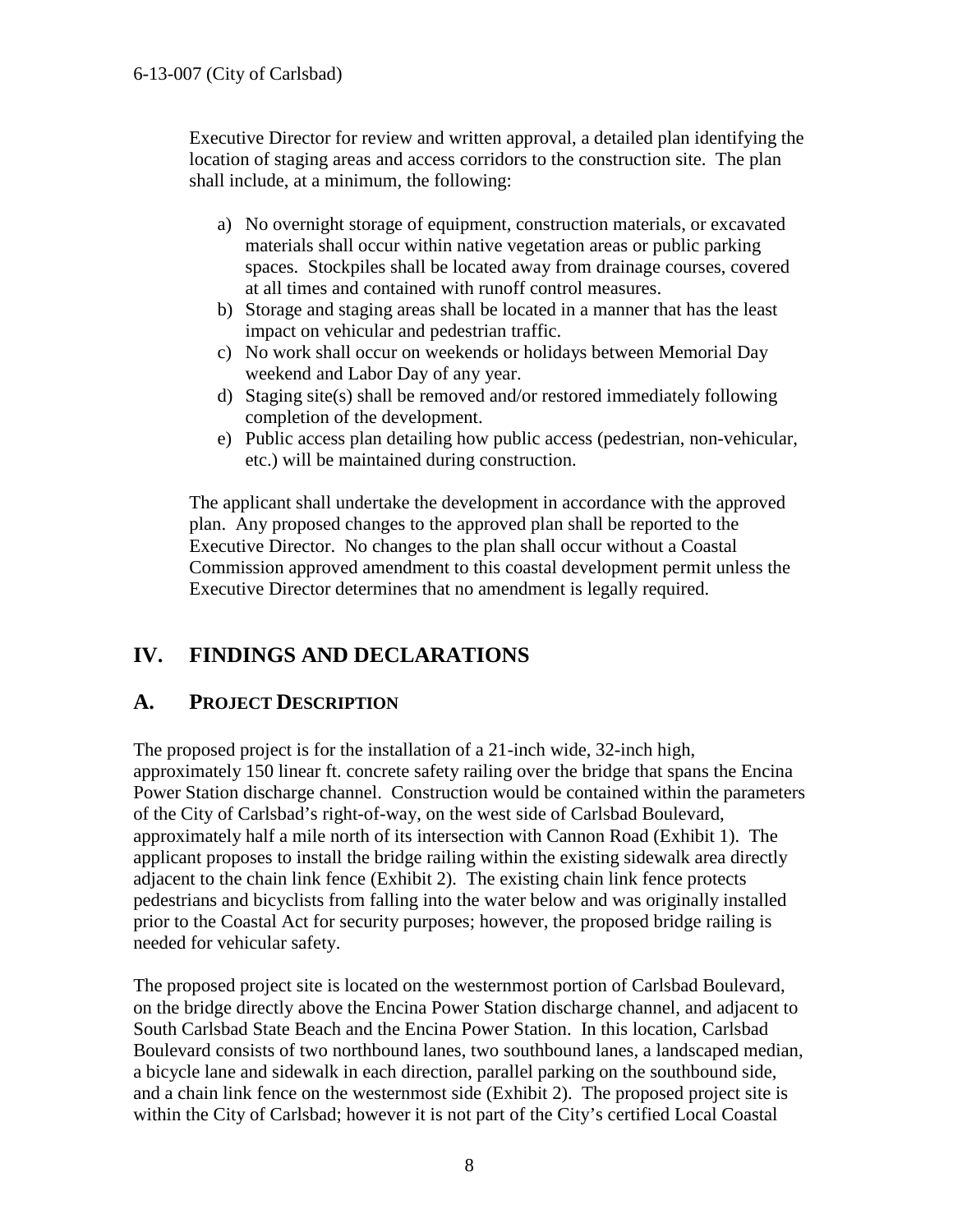Executive Director for review and written approval, a detailed plan identifying the location of staging areas and access corridors to the construction site. The plan shall include, at a minimum, the following:

a) No overnight storage of equipment, construction materials, or excavated materials shall occur within native vegetation areas or public parking spaces. Stockpiles shall be located away from drainage courses, covered at all times and contained with runoff control measures.
b) Storage and staging areas shall be located in a manner that has the least impact on vehicular and pedestrian traffic.
c) No work shall occur on weekends or holidays between Memorial Day weekend and Labor Day of any year.
d) Staging site(s) shall be removed and/or restored immediately following completion of the development.
e) Public access plan detailing how public access (pedestrian, non-vehicular, etc.) will be maintained during construction.

The applicant shall undertake the development in accordance with the approved plan. Any proposed changes to the approved plan shall be reported to the Executive Director. No changes to the plan shall occur without a Coastal Commission approved amendment to this coastal development permit unless the Executive Director determines that no amendment is legally required.

# IV. FINDINGS AND DECLARATIONS

## A. PROJECT DESCRIPTION

The proposed project is for the installation of a 21-inch wide, 32-inch high, approximately 150 linear ft. concrete safety railing over the bridge that spans the Encina Power Station discharge channel. Construction would be contained within the parameters of the City of Carlsbad's right-of-way, on the west side of Carlsbad Boulevard, approximately half a mile north of its intersection with Cannon Road (Exhibit 1). The applicant proposes to install the bridge railing within the existing sidewalk area directly adjacent to the chain link fence (Exhibit 2). The existing chain link fence protects pedestrians and bicyclists from falling into the water below and was originally installed prior to the Coastal Act for security purposes; however, the proposed bridge railing is needed for vehicular safety.

The proposed project site is located on the westernmost portion of Carlsbad Boulevard, on the bridge directly above the Encina Power Station discharge channel, and adjacent to South Carlsbad State Beach and the Encina Power Station. In this location, Carlsbad Boulevard consists of two northbound lanes, two southbound lanes, a landscaped median, a bicycle lane and sidewalk in each direction, parallel parking on the southbound side, and a chain link fence on the westernmost side (Exhibit 2). The proposed project site is within the City of Carlsbad; however it is not part of the City's certified Local Coastal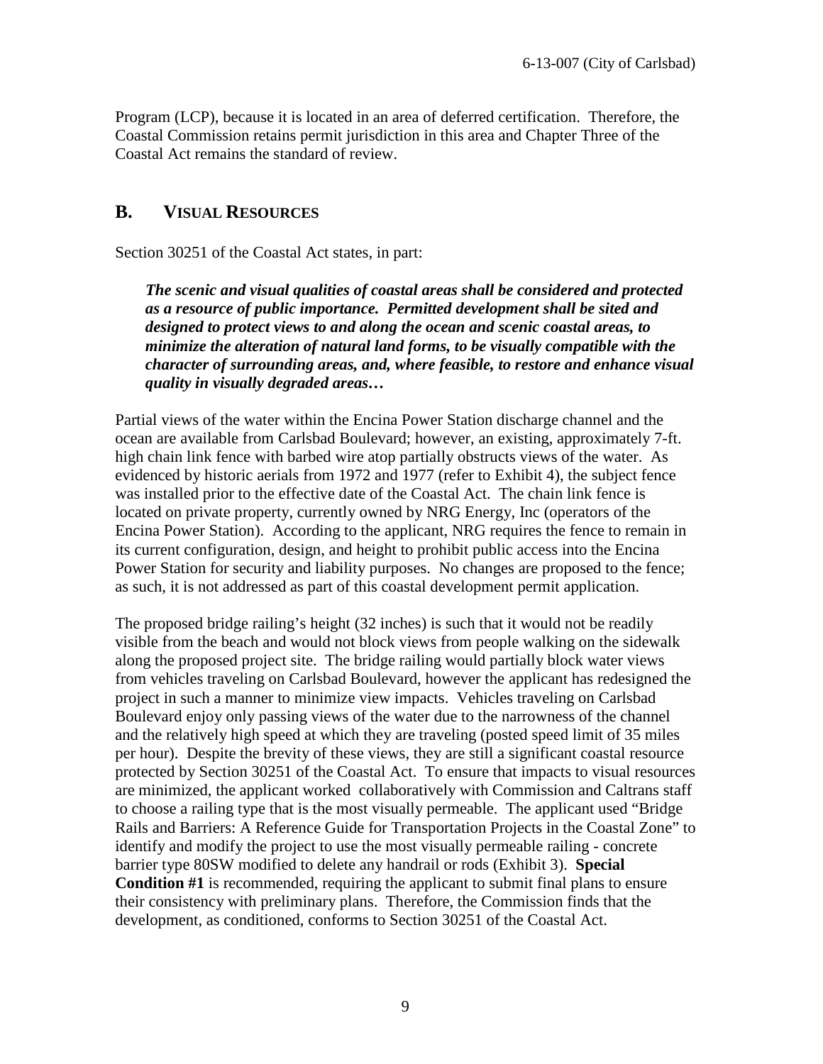Program (LCP), because it is located in an area of deferred certification. Therefore, the Coastal Commission retains permit jurisdiction in this area and Chapter Three of the Coastal Act remains the standard of review.

## B. VISUAL RESOURCES

Section 30251 of the Coastal Act states, in part:

> ***The scenic and visual qualities of coastal areas shall be considered and protected as a resource of public importance. Permitted development shall be sited and designed to protect views to and along the ocean and scenic coastal areas, to minimize the alteration of natural land forms, to be visually compatible with the character of surrounding areas, and, where feasible, to restore and enhance visual quality in visually degraded areas…***

Partial views of the water within the Encina Power Station discharge channel and the ocean are available from Carlsbad Boulevard; however, an existing, approximately 7-ft. high chain link fence with barbed wire atop partially obstructs views of the water. As evidenced by historic aerials from 1972 and 1977 (refer to Exhibit 4), the subject fence was installed prior to the effective date of the Coastal Act. The chain link fence is located on private property, currently owned by NRG Energy, Inc (operators of the Encina Power Station). According to the applicant, NRG requires the fence to remain in its current configuration, design, and height to prohibit public access into the Encina Power Station for security and liability purposes. No changes are proposed to the fence; as such, it is not addressed as part of this coastal development permit application.

The proposed bridge railing's height (32 inches) is such that it would not be readily visible from the beach and would not block views from people walking on the sidewalk along the proposed project site. The bridge railing would partially block water views from vehicles traveling on Carlsbad Boulevard, however the applicant has redesigned the project in such a manner to minimize view impacts. Vehicles traveling on Carlsbad Boulevard enjoy only passing views of the water due to the narrowness of the channel and the relatively high speed at which they are traveling (posted speed limit of 35 miles per hour). Despite the brevity of these views, they are still a significant coastal resource protected by Section 30251 of the Coastal Act. To ensure that impacts to visual resources are minimized, the applicant worked collaboratively with Commission and Caltrans staff to choose a railing type that is the most visually permeable. The applicant used "Bridge Rails and Barriers: A Reference Guide for Transportation Projects in the Coastal Zone" to identify and modify the project to use the most visually permeable railing - concrete barrier type 80SW modified to delete any handrail or rods (Exhibit 3). **Special Condition #1** is recommended, requiring the applicant to submit final plans to ensure their consistency with preliminary plans. Therefore, the Commission finds that the development, as conditioned, conforms to Section 30251 of the Coastal Act.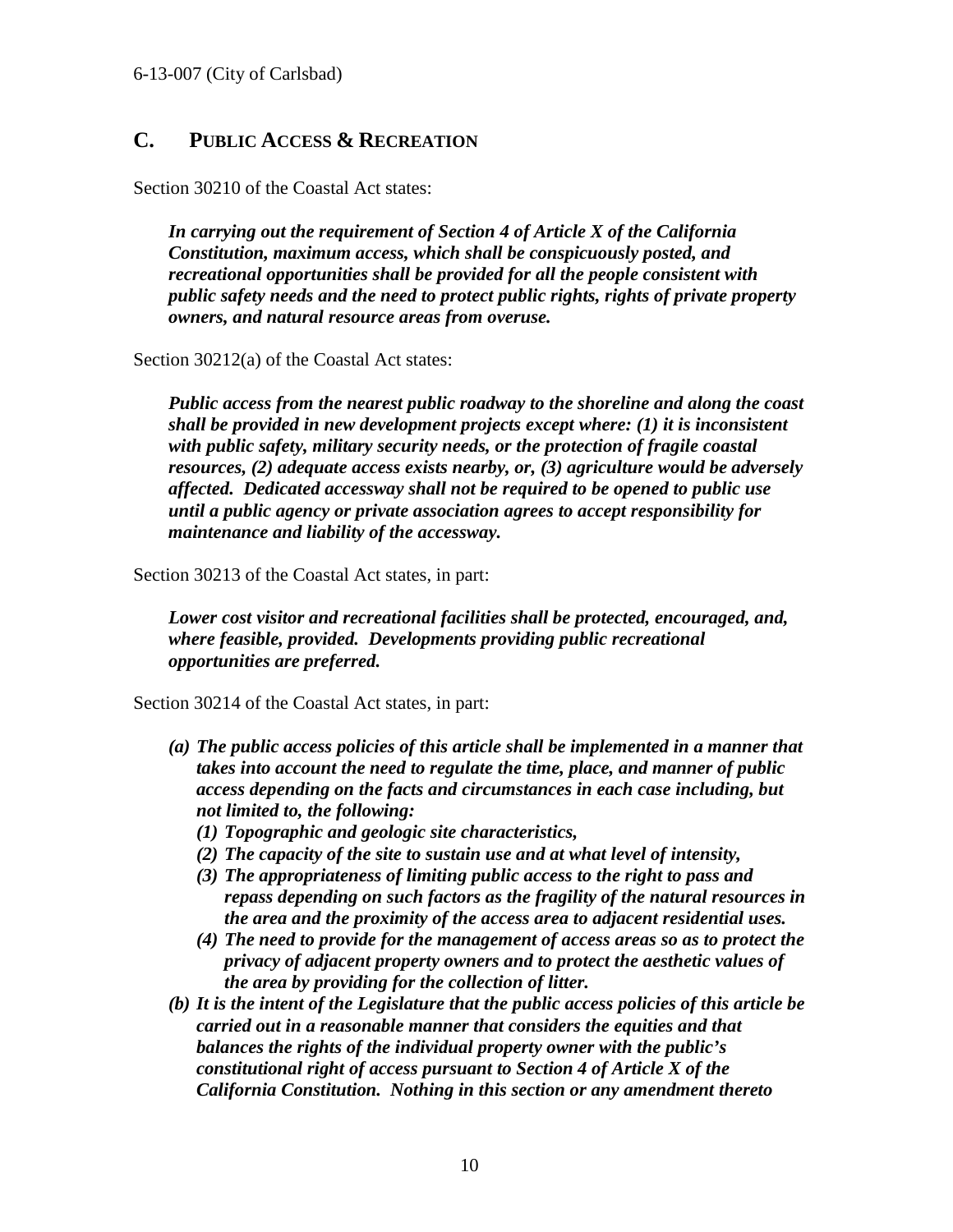## C. PUBLIC ACCESS & RECREATION

Section 30210 of the Coastal Act states:

> ***In carrying out the requirement of Section 4 of Article X of the California Constitution, maximum access, which shall be conspicuously posted, and recreational opportunities shall be provided for all the people consistent with public safety needs and the need to protect public rights, rights of private property owners, and natural resource areas from overuse.***

Section 30212(a) of the Coastal Act states:

> ***Public access from the nearest public roadway to the shoreline and along the coast shall be provided in new development projects except where: (1) it is inconsistent with public safety, military security needs, or the protection of fragile coastal resources, (2) adequate access exists nearby, or, (3) agriculture would be adversely affected. Dedicated accessway shall not be required to be opened to public use until a public agency or private association agrees to accept responsibility for maintenance and liability of the accessway.***

Section 30213 of the Coastal Act states, in part:

> ***Lower cost visitor and recreational facilities shall be protected, encouraged, and, where feasible, provided. Developments providing public recreational opportunities are preferred.***

Section 30214 of the Coastal Act states, in part:

> ***(a) The public access policies of this article shall be implemented in a manner that takes into account the need to regulate the time, place, and manner of public access depending on the facts and circumstances in each case including, but not limited to, the following:***
>
> ***(1) Topographic and geologic site characteristics,***
>
> ***(2) The capacity of the site to sustain use and at what level of intensity,***
>
> ***(3) The appropriateness of limiting public access to the right to pass and repass depending on such factors as the fragility of the natural resources in the area and the proximity of the access area to adjacent residential uses.***
>
> ***(4) The need to provide for the management of access areas so as to protect the privacy of adjacent property owners and to protect the aesthetic values of the area by providing for the collection of litter.***
>
> ***(b) It is the intent of the Legislature that the public access policies of this article be carried out in a reasonable manner that considers the equities and that balances the rights of the individual property owner with the public's constitutional right of access pursuant to Section 4 of Article X of the California Constitution. Nothing in this section or any amendment thereto***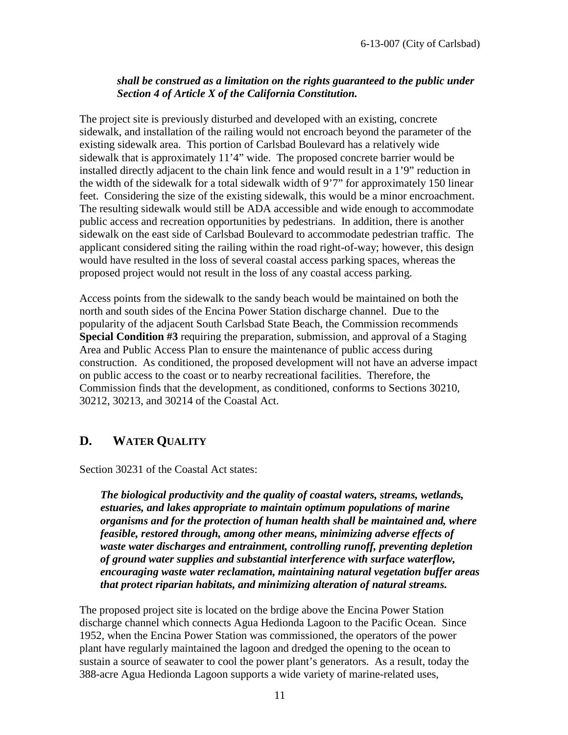***shall be construed as a limitation on the rights guaranteed to the public under Section 4 of Article X of the California Constitution.***

The project site is previously disturbed and developed with an existing, concrete sidewalk, and installation of the railing would not encroach beyond the parameter of the existing sidewalk area. This portion of Carlsbad Boulevard has a relatively wide sidewalk that is approximately 11'4" wide. The proposed concrete barrier would be installed directly adjacent to the chain link fence and would result in a 1'9" reduction in the width of the sidewalk for a total sidewalk width of 9'7" for approximately 150 linear feet. Considering the size of the existing sidewalk, this would be a minor encroachment. The resulting sidewalk would still be ADA accessible and wide enough to accommodate public access and recreation opportunities by pedestrians. In addition, there is another sidewalk on the east side of Carlsbad Boulevard to accommodate pedestrian traffic. The applicant considered siting the railing within the road right-of-way; however, this design would have resulted in the loss of several coastal access parking spaces, whereas the proposed project would not result in the loss of any coastal access parking.

Access points from the sidewalk to the sandy beach would be maintained on both the north and south sides of the Encina Power Station discharge channel. Due to the popularity of the adjacent South Carlsbad State Beach, the Commission recommends **Special Condition #3** requiring the preparation, submission, and approval of a Staging Area and Public Access Plan to ensure the maintenance of public access during construction. As conditioned, the proposed development will not have an adverse impact on public access to the coast or to nearby recreational facilities. Therefore, the Commission finds that the development, as conditioned, conforms to Sections 30210, 30212, 30213, and 30214 of the Coastal Act.

## D. WATER QUALITY

Section 30231 of the Coastal Act states:

> ***The biological productivity and the quality of coastal waters, streams, wetlands, estuaries, and lakes appropriate to maintain optimum populations of marine organisms and for the protection of human health shall be maintained and, where feasible, restored through, among other means, minimizing adverse effects of waste water discharges and entrainment, controlling runoff, preventing depletion of ground water supplies and substantial interference with surface waterflow, encouraging waste water reclamation, maintaining natural vegetation buffer areas that protect riparian habitats, and minimizing alteration of natural streams.***

The proposed project site is located on the brdige above the Encina Power Station discharge channel which connects Agua Hedionda Lagoon to the Pacific Ocean. Since 1952, when the Encina Power Station was commissioned, the operators of the power plant have regularly maintained the lagoon and dredged the opening to the ocean to sustain a source of seawater to cool the power plant's generators. As a result, today the 388-acre Agua Hedionda Lagoon supports a wide variety of marine-related uses,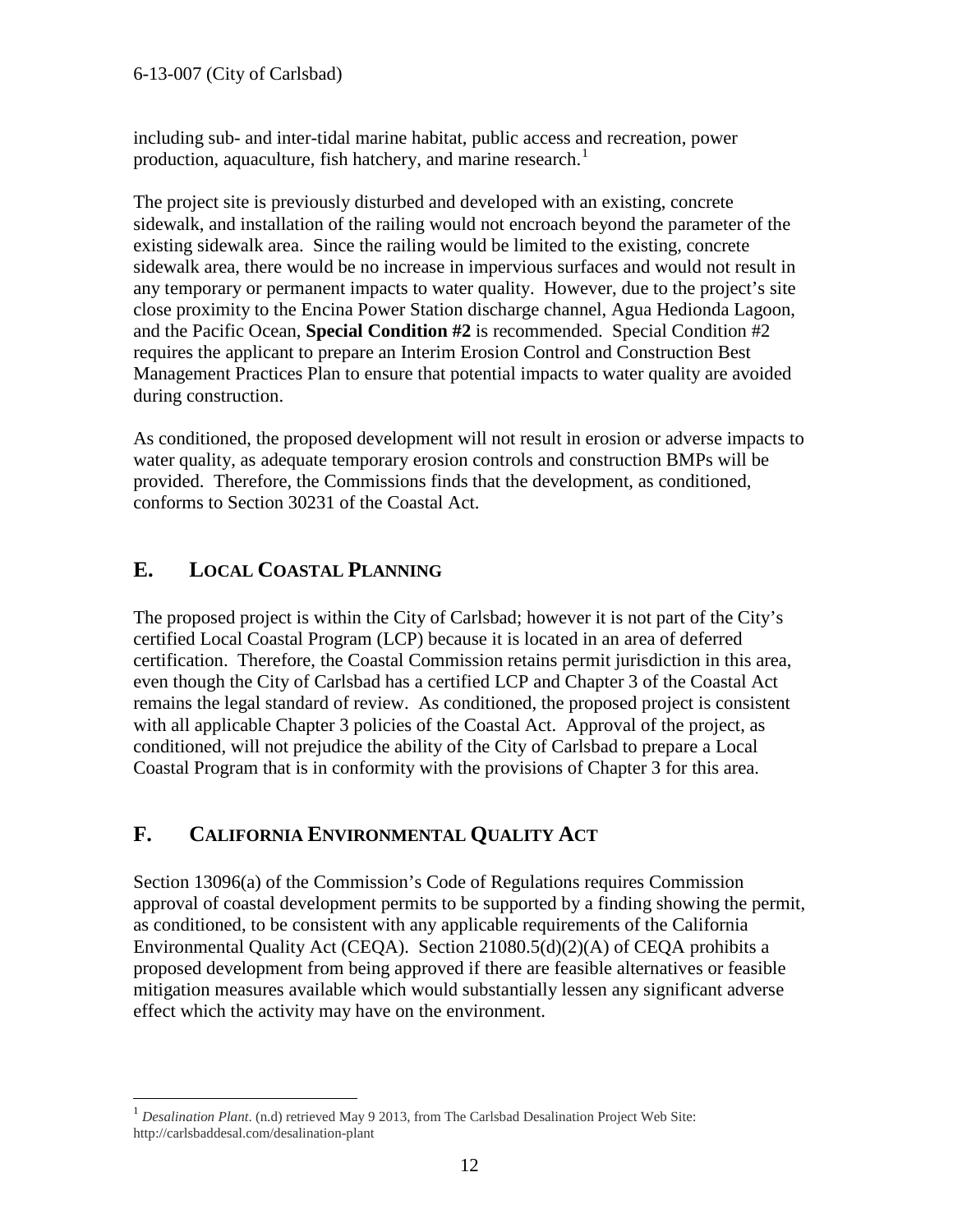including sub- and inter-tidal marine habitat, public access and recreation, power production, aquaculture, fish hatchery, and marine research.[1]

The project site is previously disturbed and developed with an existing, concrete sidewalk, and installation of the railing would not encroach beyond the parameter of the existing sidewalk area. Since the railing would be limited to the existing, concrete sidewalk area, there would be no increase in impervious surfaces and would not result in any temporary or permanent impacts to water quality. However, due to the project's site close proximity to the Encina Power Station discharge channel, Agua Hedionda Lagoon, and the Pacific Ocean, **Special Condition #2** is recommended. Special Condition #2 requires the applicant to prepare an Interim Erosion Control and Construction Best Management Practices Plan to ensure that potential impacts to water quality are avoided during construction.

As conditioned, the proposed development will not result in erosion or adverse impacts to water quality, as adequate temporary erosion controls and construction BMPs will be provided. Therefore, the Commissions finds that the development, as conditioned, conforms to Section 30231 of the Coastal Act.

## E. LOCAL COASTAL PLANNING

The proposed project is within the City of Carlsbad; however it is not part of the City's certified Local Coastal Program (LCP) because it is located in an area of deferred certification. Therefore, the Coastal Commission retains permit jurisdiction in this area, even though the City of Carlsbad has a certified LCP and Chapter 3 of the Coastal Act remains the legal standard of review. As conditioned, the proposed project is consistent with all applicable Chapter 3 policies of the Coastal Act. Approval of the project, as conditioned, will not prejudice the ability of the City of Carlsbad to prepare a Local Coastal Program that is in conformity with the provisions of Chapter 3 for this area.

## F. CALIFORNIA ENVIRONMENTAL QUALITY ACT

Section 13096(a) of the Commission's Code of Regulations requires Commission approval of coastal development permits to be supported by a finding showing the permit, as conditioned, to be consistent with any applicable requirements of the California Environmental Quality Act (CEQA). Section 21080.5(d)(2)(A) of CEQA prohibits a proposed development from being approved if there are feasible alternatives or feasible mitigation measures available which would substantially lessen any significant adverse effect which the activity may have on the environment.

---

[1] *Desalination Plant*. (n.d) retrieved May 9 2013, from The Carlsbad Desalination Project Web Site: http://carlsbaddesal.com/desalination-plant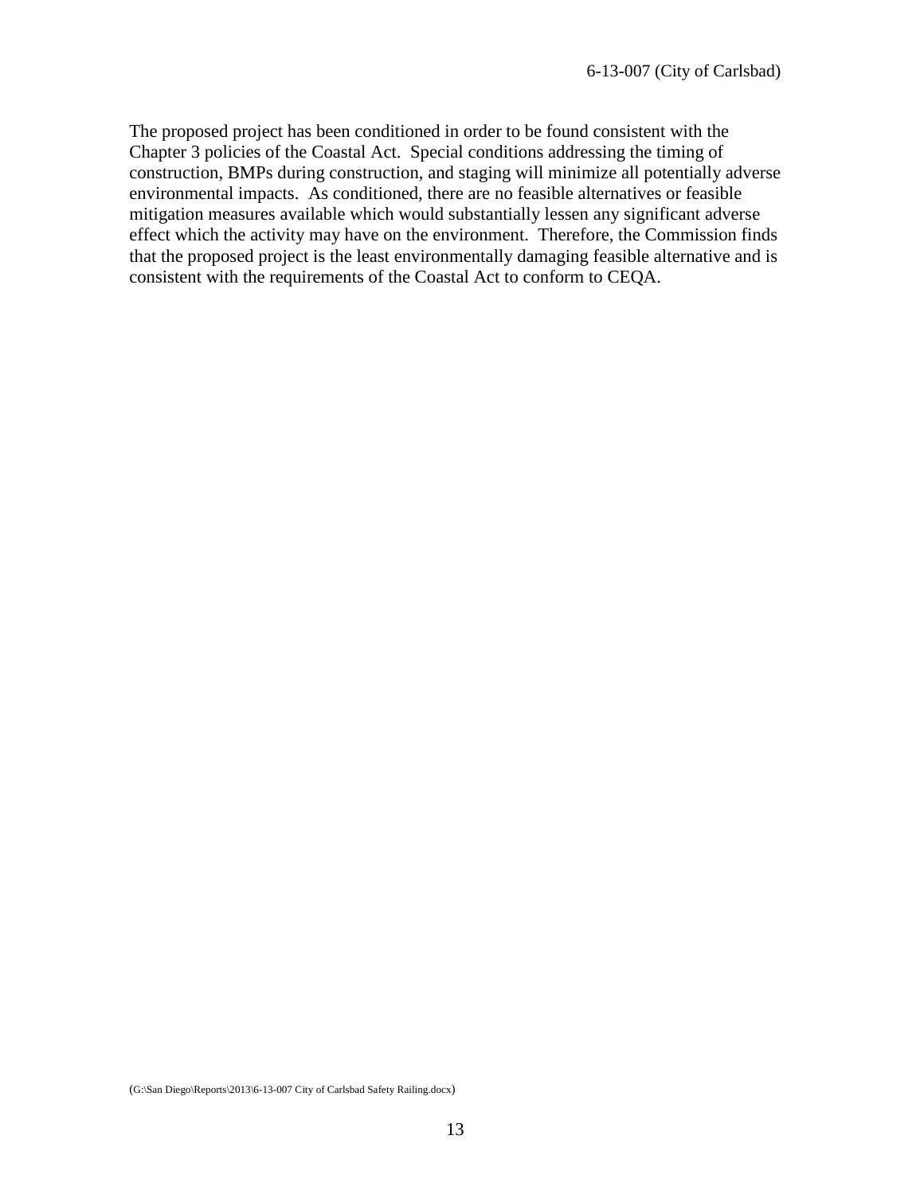The proposed project has been conditioned in order to be found consistent with the Chapter 3 policies of the Coastal Act. Special conditions addressing the timing of construction, BMPs during construction, and staging will minimize all potentially adverse environmental impacts. As conditioned, there are no feasible alternatives or feasible mitigation measures available which would substantially lessen any significant adverse effect which the activity may have on the environment. Therefore, the Commission finds that the proposed project is the least environmentally damaging feasible alternative and is consistent with the requirements of the Coastal Act to conform to CEQA.

(G:\San Diego\Reports\2013\6-13-007 City of Carlsbad Safety Railing.docx)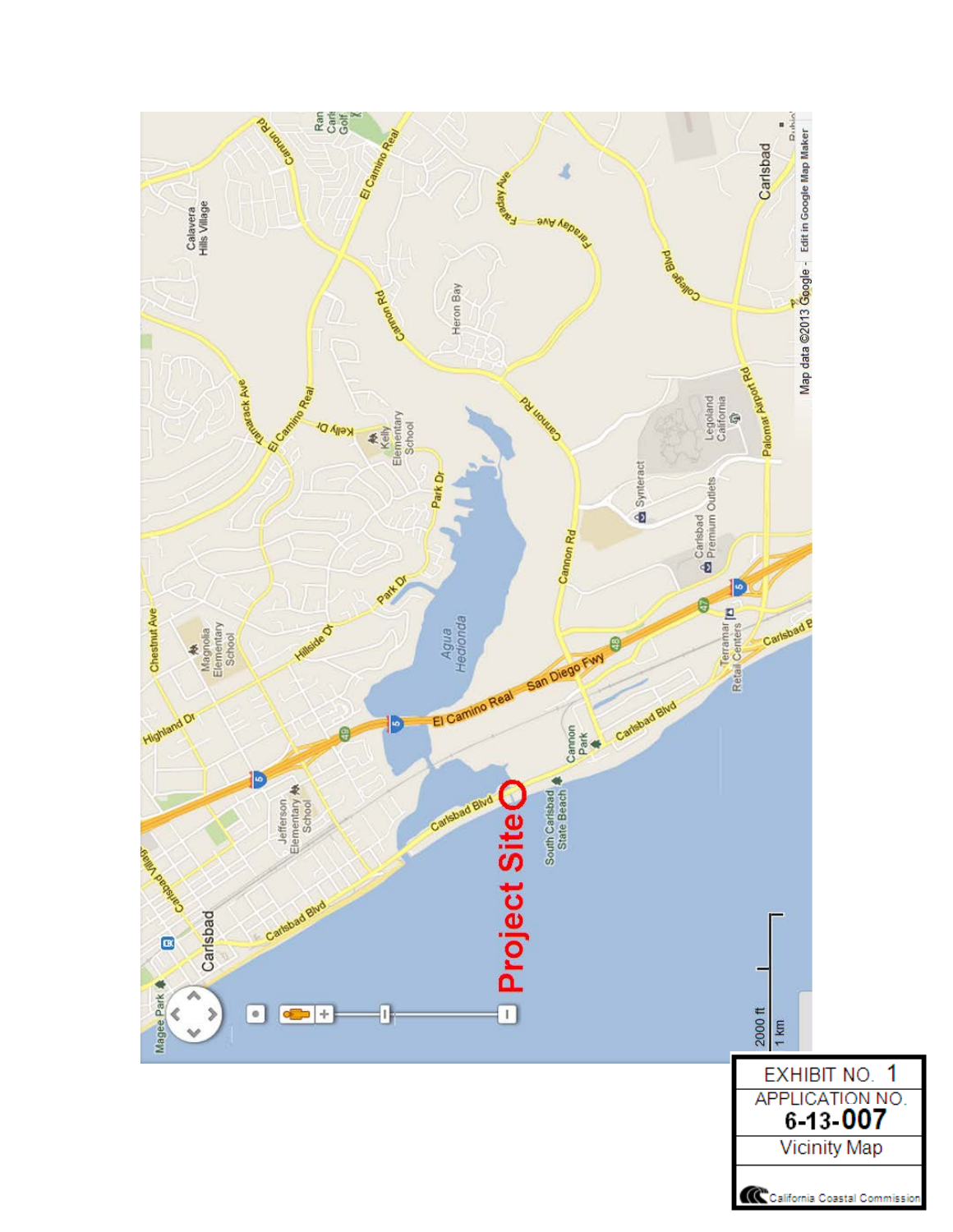EXHIBIT NO. 1

APPLICATION NO. 6-13-007

Vicinity Map

California Coastal Commission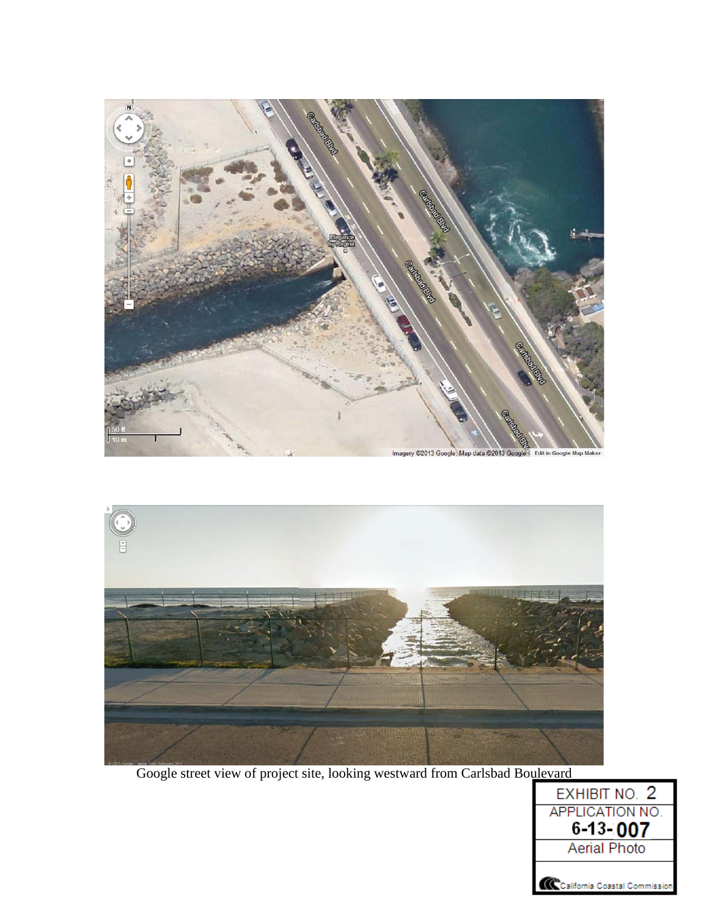Google street view of project site, looking westward from Carlsbad Boulevard

| EXHIBIT NO. 2 |
| --- |
| APPLICATION NO. 6-13-007 |
| Aerial Photo |
| California Coastal Commission |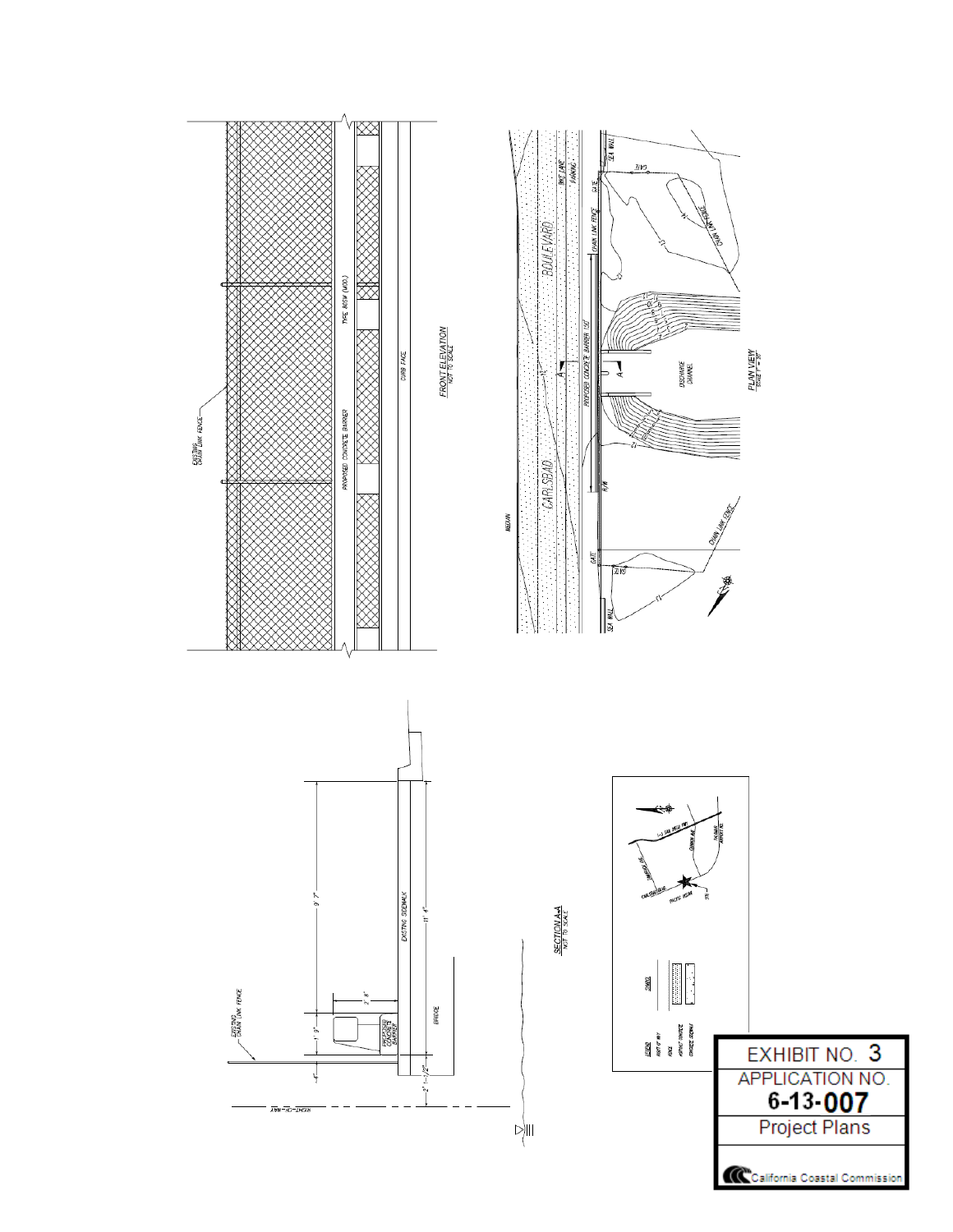EXISTING CHAIN LINK FENCE

PROPOSED CONCRETE BARRIER

TYPE 80SW (MOD.)

CURB FACE

FRONT ELEVATION
NOT TO SCALE

SEA WALL

GATE

BIKE LANE

PARKING

CARLSBAD BOULEVARD

CHAIN LINK FENCE

MEDIAN

PROPOSED CONCRETE BARRIER 150'

DISCHARGE CHANNEL

R/W

PLAN VIEW
SCALE 1" = 30'

EXISTING CHAIN LINK FENCE

PROPOSED CONCRETE BARRIER

EXISTING SIDEWALK

BRIDGE

RIGHT-OF-WAY

9' 7"

2' 8"

1' 9"

4"

11' 4"

2' 1-1/2"

SECTION A-A
NOT TO SCALE

LEGEND

RIGHT OF WAY

FENCE

ASPHALT CONCRETE

CONCRETE SIDEWALK

SYMBOL

I-5 SAN DIEGO FWY

CANNON AVE.

PALOMAR AIRPORT RD.

CARLSBAD BLVD.

PACIFIC OCEAN

SITE

| EXHIBIT NO. 3 |
|---|
| APPLICATION NO. 6-13-007 |
| Project Plans |
| California Coastal Commission |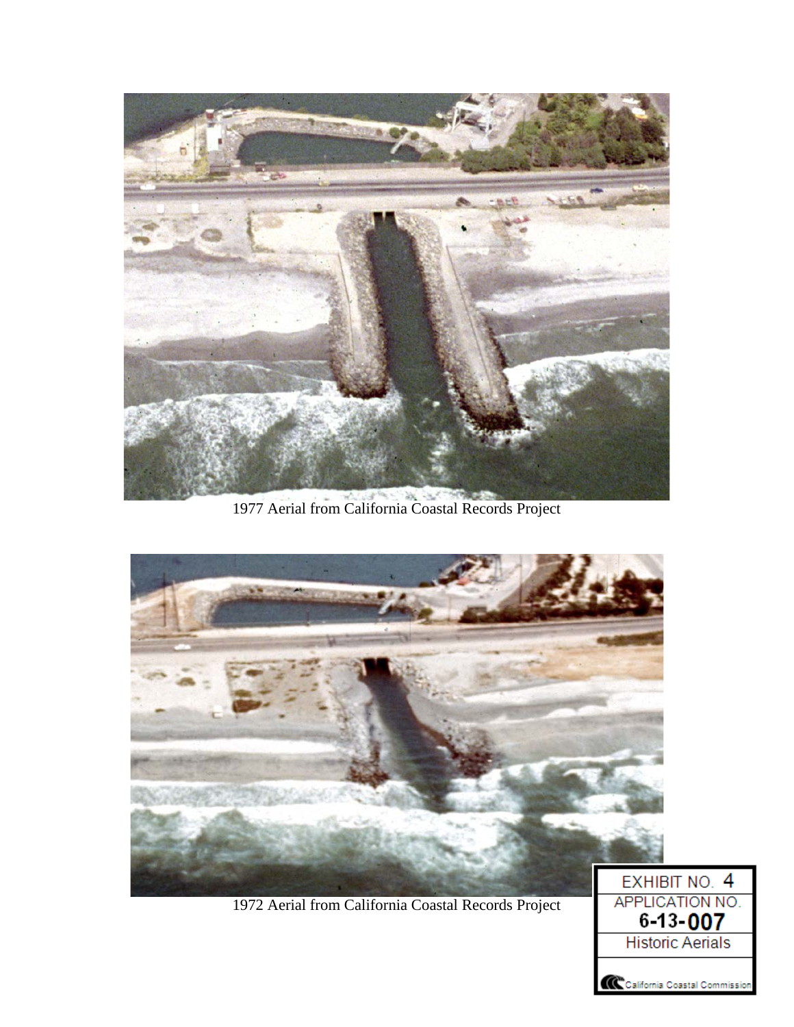1977 Aerial from California Coastal Records Project

1972 Aerial from California Coastal Records Project

EXHIBIT NO. 4
APPLICATION NO.
6-13-007
Historic Aerials

California Coastal Commission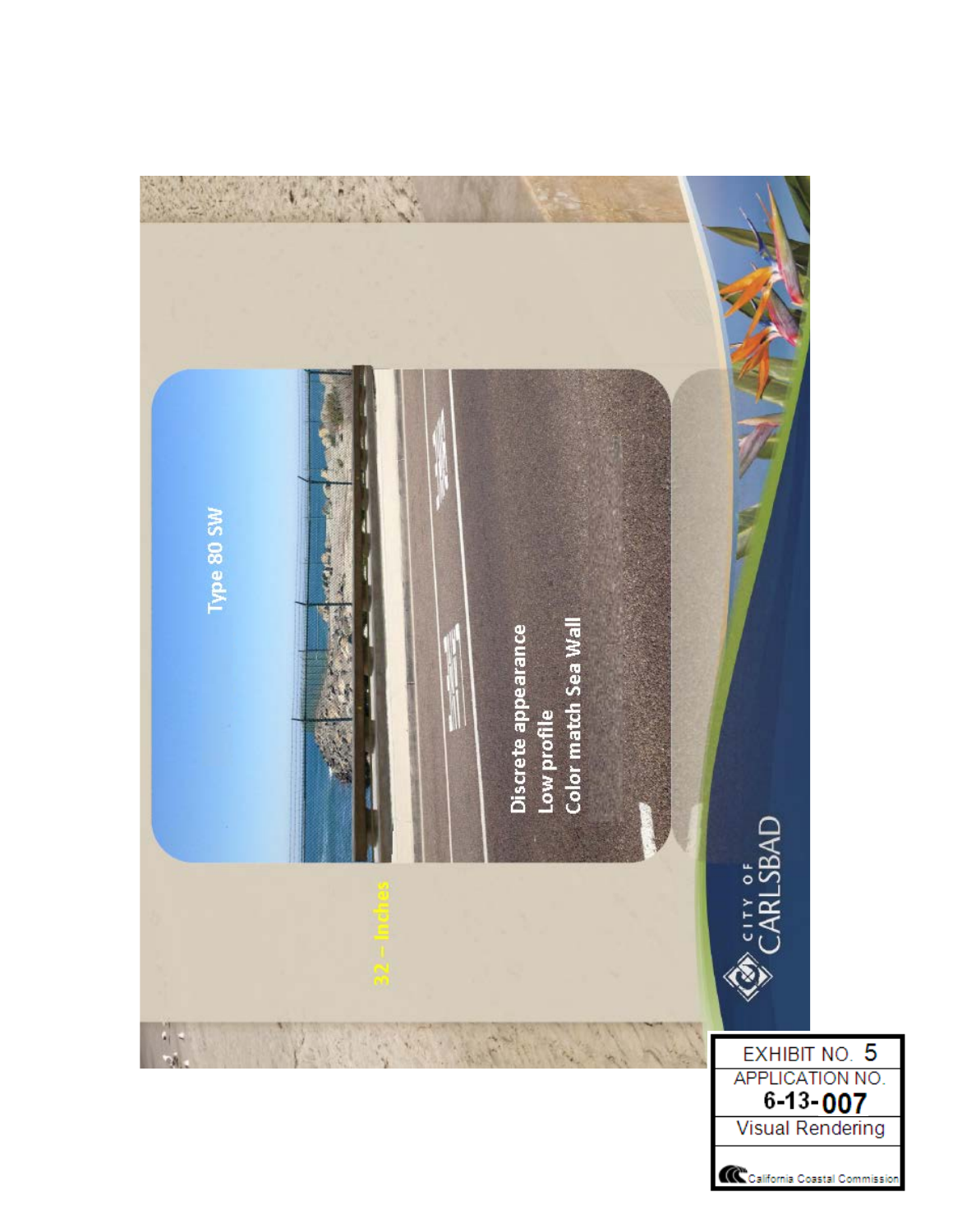Type 80 SW

32 – Inches

Discrete appearance
Low profile
Color match Sea Wall

CITY OF CARLSBAD

EXHIBIT NO. 5
APPLICATION NO.
6-13-007
Visual Rendering
California Coastal Commission